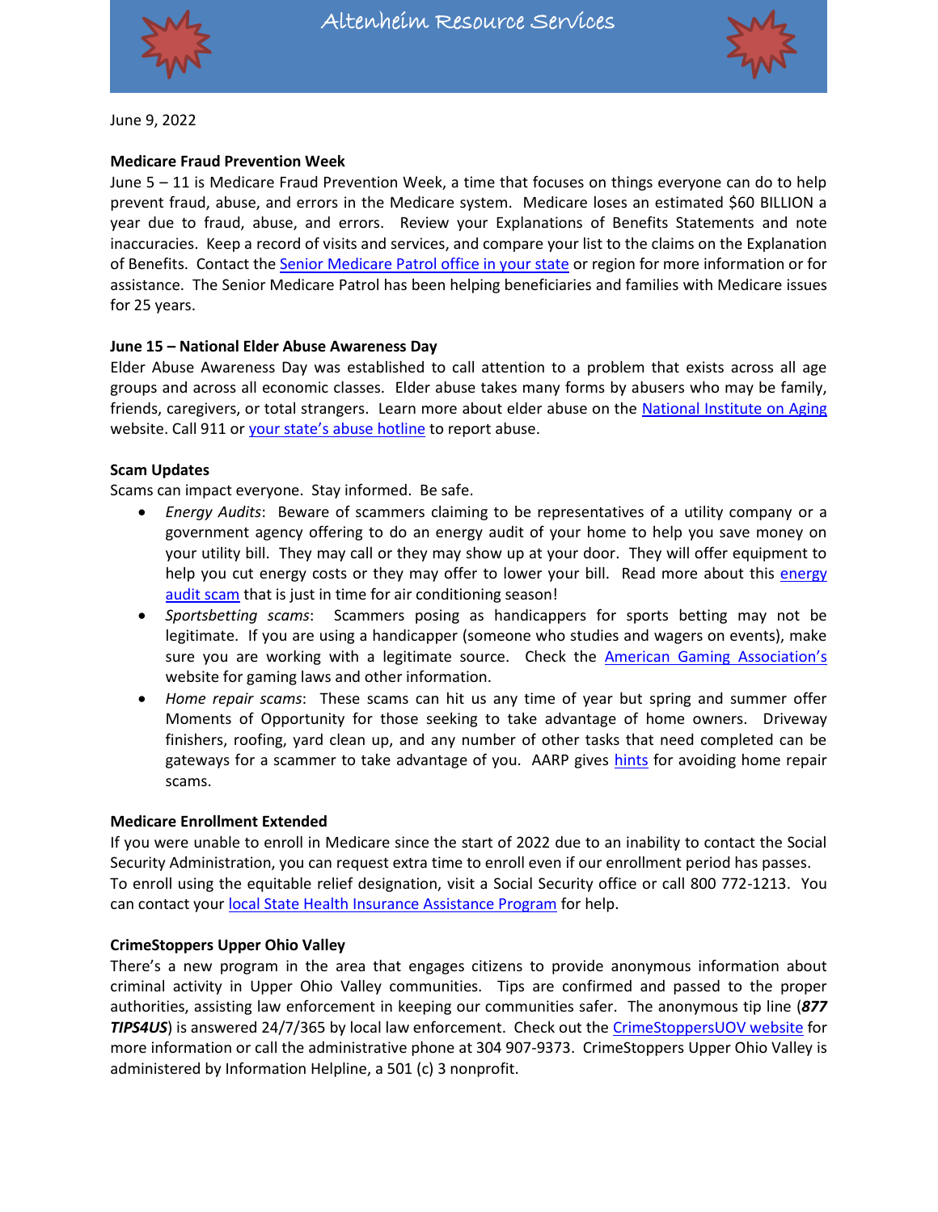# Altenheim Resource Services

June 9, 2022

**Medicare Fraud Prevention Week**

June 5 – 11 is Medicare Fraud Prevention Week, a time that focuses on things everyone can do to help prevent fraud, abuse, and errors in the Medicare system. Medicare loses an estimated $60 BILLION a year due to fraud, abuse, and errors. Review your Explanations of Benefits Statements and note inaccuracies. Keep a record of visits and services, and compare your list to the claims on the Explanation of Benefits. Contact the Senior Medicare Patrol office in your state or region for more information or for assistance. The Senior Medicare Patrol has been helping beneficiaries and families with Medicare issues for 25 years.

**June 15 – National Elder Abuse Awareness Day**

Elder Abuse Awareness Day was established to call attention to a problem that exists across all age groups and across all economic classes. Elder abuse takes many forms by abusers who may be family, friends, caregivers, or total strangers. Learn more about elder abuse on the National Institute on Aging website. Call 911 or your state's abuse hotline to report abuse.

**Scam Updates**

Scams can impact everyone. Stay informed. Be safe.

- *Energy Audits*: Beware of scammers claiming to be representatives of a utility company or a government agency offering to do an energy audit of your home to help you save money on your utility bill. They may call or they may show up at your door. They will offer equipment to help you cut energy costs or they may offer to lower your bill. Read more about this energy audit scam that is just in time for air conditioning season!
- *Sportsbetting scams*: Scammers posing as handicappers for sports betting may not be legitimate. If you are using a handicapper (someone who studies and wagers on events), make sure you are working with a legitimate source. Check the American Gaming Association's website for gaming laws and other information.
- *Home repair scams*: These scams can hit us any time of year but spring and summer offer Moments of Opportunity for those seeking to take advantage of home owners. Driveway finishers, roofing, yard clean up, and any number of other tasks that need completed can be gateways for a scammer to take advantage of you. AARP gives hints for avoiding home repair scams.

**Medicare Enrollment Extended**

If you were unable to enroll in Medicare since the start of 2022 due to an inability to contact the Social Security Administration, you can request extra time to enroll even if our enrollment period has passes. To enroll using the equitable relief designation, visit a Social Security office or call 800 772-1213. You can contact your local State Health Insurance Assistance Program for help.

**CrimeStoppers Upper Ohio Valley**

There's a new program in the area that engages citizens to provide anonymous information about criminal activity in Upper Ohio Valley communities. Tips are confirmed and passed to the proper authorities, assisting law enforcement in keeping our communities safer. The anonymous tip line (***877 TIPS4US***) is answered 24/7/365 by local law enforcement. Check out the CrimeStoppersUOV website for more information or call the administrative phone at 304 907-9373. CrimeStoppers Upper Ohio Valley is administered by Information Helpline, a 501 (c) 3 nonprofit.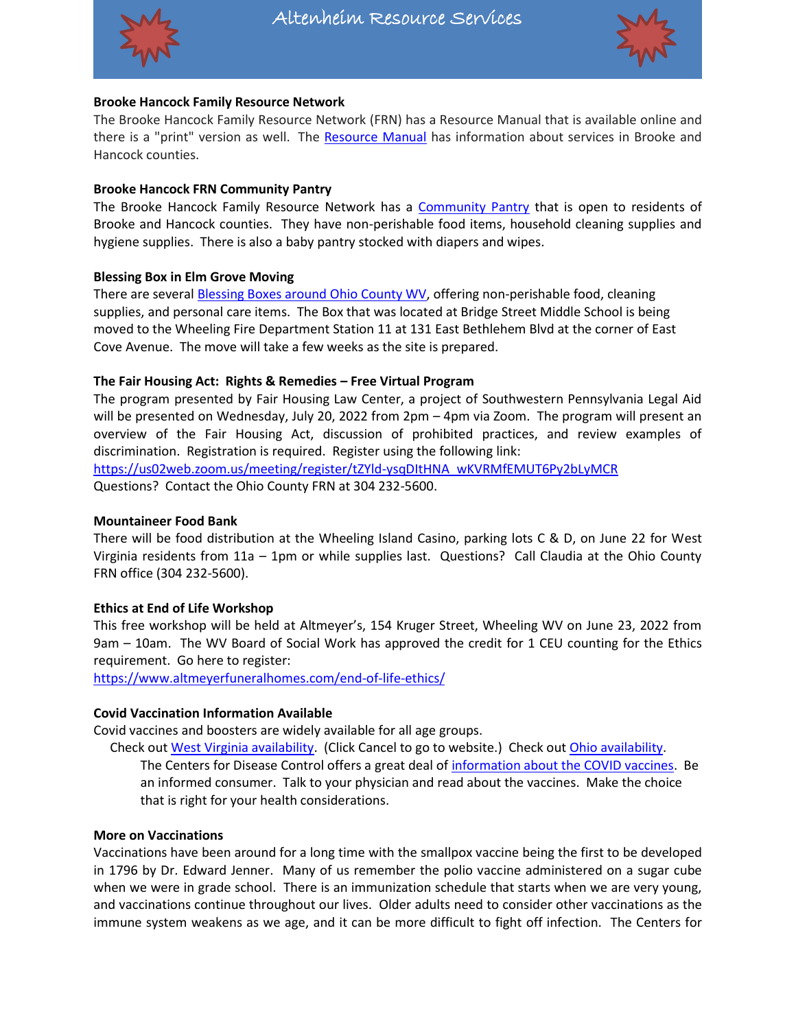Altenheim Resource Services

**Brooke Hancock Family Resource Network**

The Brooke Hancock Family Resource Network (FRN) has a Resource Manual that is available online and there is a "print" version as well. The Resource Manual has information about services in Brooke and Hancock counties.

**Brooke Hancock FRN Community Pantry**

The Brooke Hancock Family Resource Network has a Community Pantry that is open to residents of Brooke and Hancock counties. They have non-perishable food items, household cleaning supplies and hygiene supplies. There is also a baby pantry stocked with diapers and wipes.

**Blessing Box in Elm Grove Moving**

There are several Blessing Boxes around Ohio County WV, offering non-perishable food, cleaning supplies, and personal care items. The Box that was located at Bridge Street Middle School is being moved to the Wheeling Fire Department Station 11 at 131 East Bethlehem Blvd at the corner of East Cove Avenue. The move will take a few weeks as the site is prepared.

**The Fair Housing Act: Rights & Remedies – Free Virtual Program**

The program presented by Fair Housing Law Center, a project of Southwestern Pennsylvania Legal Aid will be presented on Wednesday, July 20, 2022 from 2pm – 4pm via Zoom. The program will present an overview of the Fair Housing Act, discussion of prohibited practices, and review examples of discrimination. Registration is required. Register using the following link:
https://us02web.zoom.us/meeting/register/tZYld-ysqDItHNA_wKVRMfEMUT6Py2bLyMCR
Questions? Contact the Ohio County FRN at 304 232-5600.

**Mountaineer Food Bank**

There will be food distribution at the Wheeling Island Casino, parking lots C & D, on June 22 for West Virginia residents from 11a – 1pm or while supplies last. Questions? Call Claudia at the Ohio County FRN office (304 232-5600).

**Ethics at End of Life Workshop**

This free workshop will be held at Altmeyer's, 154 Kruger Street, Wheeling WV on June 23, 2022 from 9am – 10am. The WV Board of Social Work has approved the credit for 1 CEU counting for the Ethics requirement. Go here to register:
https://www.altmeyerfuneralhomes.com/end-of-life-ethics/

**Covid Vaccination Information Available**

Covid vaccines and boosters are widely available for all age groups.

Check out West Virginia availability. (Click Cancel to go to website.) Check out Ohio availability.

The Centers for Disease Control offers a great deal of information about the COVID vaccines. Be an informed consumer. Talk to your physician and read about the vaccines. Make the choice that is right for your health considerations.

**More on Vaccinations**

Vaccinations have been around for a long time with the smallpox vaccine being the first to be developed in 1796 by Dr. Edward Jenner. Many of us remember the polio vaccine administered on a sugar cube when we were in grade school. There is an immunization schedule that starts when we are very young, and vaccinations continue throughout our lives. Older adults need to consider other vaccinations as the immune system weakens as we age, and it can be more difficult to fight off infection. The Centers for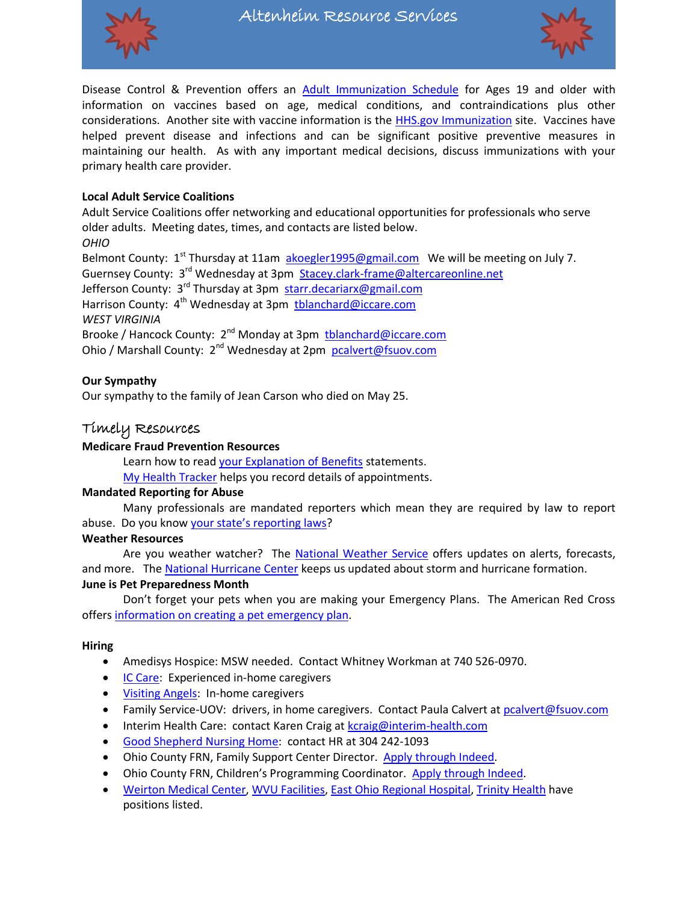Disease Control & Prevention offers an Adult Immunization Schedule for Ages 19 and older with information on vaccines based on age, medical conditions, and contraindications plus other considerations. Another site with vaccine information is the HHS.gov Immunization site. Vaccines have helped prevent disease and infections and can be significant positive preventive measures in maintaining our health. As with any important medical decisions, discuss immunizations with your primary health care provider.

**Local Adult Service Coalitions**

Adult Service Coalitions offer networking and educational opportunities for professionals who serve older adults. Meeting dates, times, and contacts are listed below.

*OHIO*

Belmont County: 1st Thursday at 11am akoegler1995@gmail.com We will be meeting on July 7.
Guernsey County: 3rd Wednesday at 3pm Stacey.clark-frame@altercareonline.net
Jefferson County: 3rd Thursday at 3pm starr.decariarx@gmail.com
Harrison County: 4th Wednesday at 3pm tblanchard@iccare.com

*WEST VIRGINIA*

Brooke / Hancock County: 2nd Monday at 3pm tblanchard@iccare.com
Ohio / Marshall County: 2nd Wednesday at 2pm pcalvert@fsuov.com

**Our Sympathy**

Our sympathy to the family of Jean Carson who died on May 25.

## Timely Resources

**Medicare Fraud Prevention Resources**

Learn how to read your Explanation of Benefits statements.
My Health Tracker helps you record details of appointments.

**Mandated Reporting for Abuse**

Many professionals are mandated reporters which mean they are required by law to report abuse. Do you know your state's reporting laws?

**Weather Resources**

Are you weather watcher? The National Weather Service offers updates on alerts, forecasts, and more. The National Hurricane Center keeps us updated about storm and hurricane formation.

**June is Pet Preparedness Month**

Don't forget your pets when you are making your Emergency Plans. The American Red Cross offers information on creating a pet emergency plan.

**Hiring**

- Amedisys Hospice: MSW needed. Contact Whitney Workman at 740 526-0970.
- IC Care: Experienced in-home caregivers
- Visiting Angels: In-home caregivers
- Family Service-UOV: drivers, in home caregivers. Contact Paula Calvert at pcalvert@fsuov.com
- Interim Health Care: contact Karen Craig at kcraig@interim-health.com
- Good Shepherd Nursing Home: contact HR at 304 242-1093
- Ohio County FRN, Family Support Center Director. Apply through Indeed.
- Ohio County FRN, Children's Programming Coordinator. Apply through Indeed.
- Weirton Medical Center, WVU Facilities, East Ohio Regional Hospital, Trinity Health have positions listed.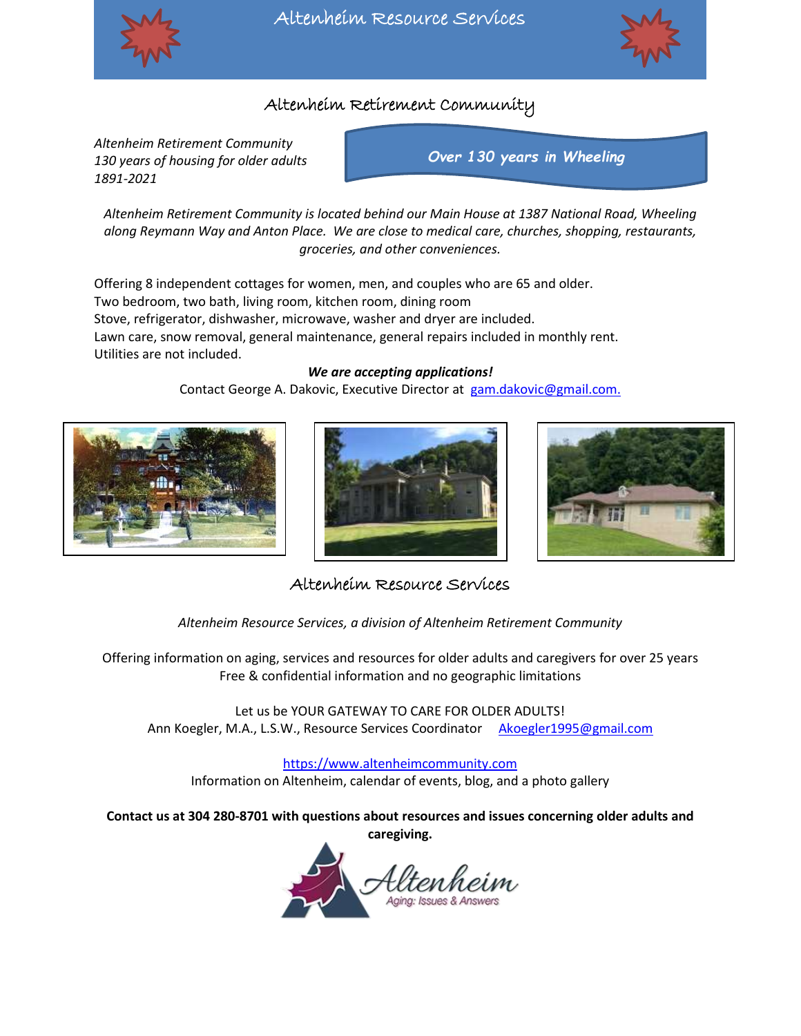# Altenheim Resource Services

## Altenheim Retirement Community

*Altenheim Retirement Community*
*130 years of housing for older adults*
*1891-2021*

***Over 130 years in Wheeling***

*Altenheim Retirement Community is located behind our Main House at 1387 National Road, Wheeling along Reymann Way and Anton Place. We are close to medical care, churches, shopping, restaurants, groceries, and other conveniences.*

Offering 8 independent cottages for women, men, and couples who are 65 and older.
Two bedroom, two bath, living room, kitchen room, dining room
Stove, refrigerator, dishwasher, microwave, washer and dryer are included.
Lawn care, snow removal, general maintenance, general repairs included in monthly rent.
Utilities are not included.

***We are accepting applications!***
Contact George A. Dakovic, Executive Director at gam.dakovic@gmail.com.

## Altenheim Resource Services

*Altenheim Resource Services, a division of Altenheim Retirement Community*

Offering information on aging, services and resources for older adults and caregivers for over 25 years
Free & confidential information and no geographic limitations

Let us be YOUR GATEWAY TO CARE FOR OLDER ADULTS!
Ann Koegler, M.A., L.S.W., Resource Services Coordinator Akoegler1995@gmail.com

https://www.altenheimcommunity.com
Information on Altenheim, calendar of events, blog, and a photo gallery

**Contact us at 304 280-8701 with questions about resources and issues concerning older adults and caregiving.**

Altenheim
Aging: Issues & Answers